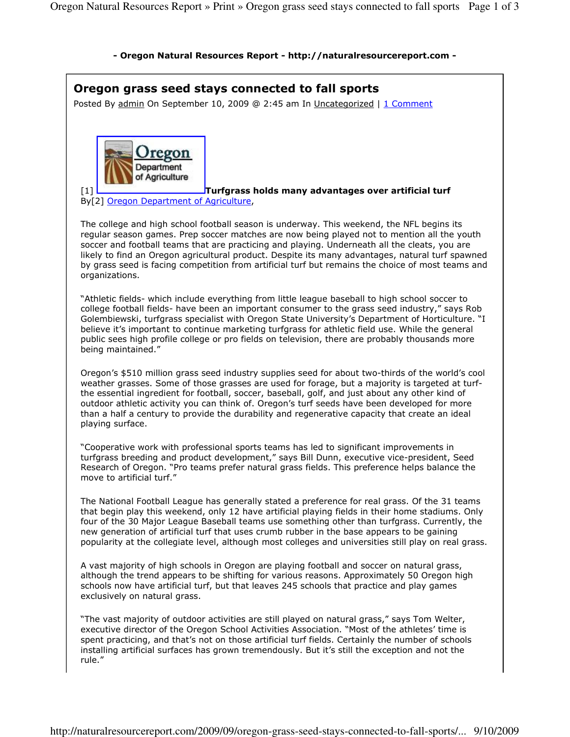- Oregon Natural Resources Report - http://naturalresourcereport.com -

# Oregon grass seed stays connected to fall sports

Posted By admin On September 10, 2009 @ 2:45 am In Uncategorized | 1 Comment

[1] **Turfgrass holds many advantages over artificial turf**
By[2] Oregon Department of Agriculture,

The college and high school football season is underway. This weekend, the NFL begins its regular season games. Prep soccer matches are now being played not to mention all the youth soccer and football teams that are practicing and playing. Underneath all the cleats, you are likely to find an Oregon agricultural product. Despite its many advantages, natural turf spawned by grass seed is facing competition from artificial turf but remains the choice of most teams and organizations.

"Athletic fields- which include everything from little league baseball to high school soccer to college football fields- have been an important consumer to the grass seed industry," says Rob Golembiewski, turfgrass specialist with Oregon State University's Department of Horticulture. "I believe it's important to continue marketing turfgrass for athletic field use. While the general public sees high profile college or pro fields on television, there are probably thousands more being maintained."

Oregon's $510 million grass seed industry supplies seed for about two-thirds of the world's cool weather grasses. Some of those grasses are used for forage, but a majority is targeted at turf- the essential ingredient for football, soccer, baseball, golf, and just about any other kind of outdoor athletic activity you can think of. Oregon's turf seeds have been developed for more than a half a century to provide the durability and regenerative capacity that create an ideal playing surface.

"Cooperative work with professional sports teams has led to significant improvements in turfgrass breeding and product development," says Bill Dunn, executive vice-president, Seed Research of Oregon. "Pro teams prefer natural grass fields. This preference helps balance the move to artificial turf."

The National Football League has generally stated a preference for real grass. Of the 31 teams that begin play this weekend, only 12 have artificial playing fields in their home stadiums. Only four of the 30 Major League Baseball teams use something other than turfgrass. Currently, the new generation of artificial turf that uses crumb rubber in the base appears to be gaining popularity at the collegiate level, although most colleges and universities still play on real grass.

A vast majority of high schools in Oregon are playing football and soccer on natural grass, although the trend appears to be shifting for various reasons. Approximately 50 Oregon high schools now have artificial turf, but that leaves 245 schools that practice and play games exclusively on natural grass.

"The vast majority of outdoor activities are still played on natural grass," says Tom Welter, executive director of the Oregon School Activities Association. "Most of the athletes' time is spent practicing, and that's not on those artificial turf fields. Certainly the number of schools installing artificial surfaces has grown tremendously. But it's still the exception and not the rule."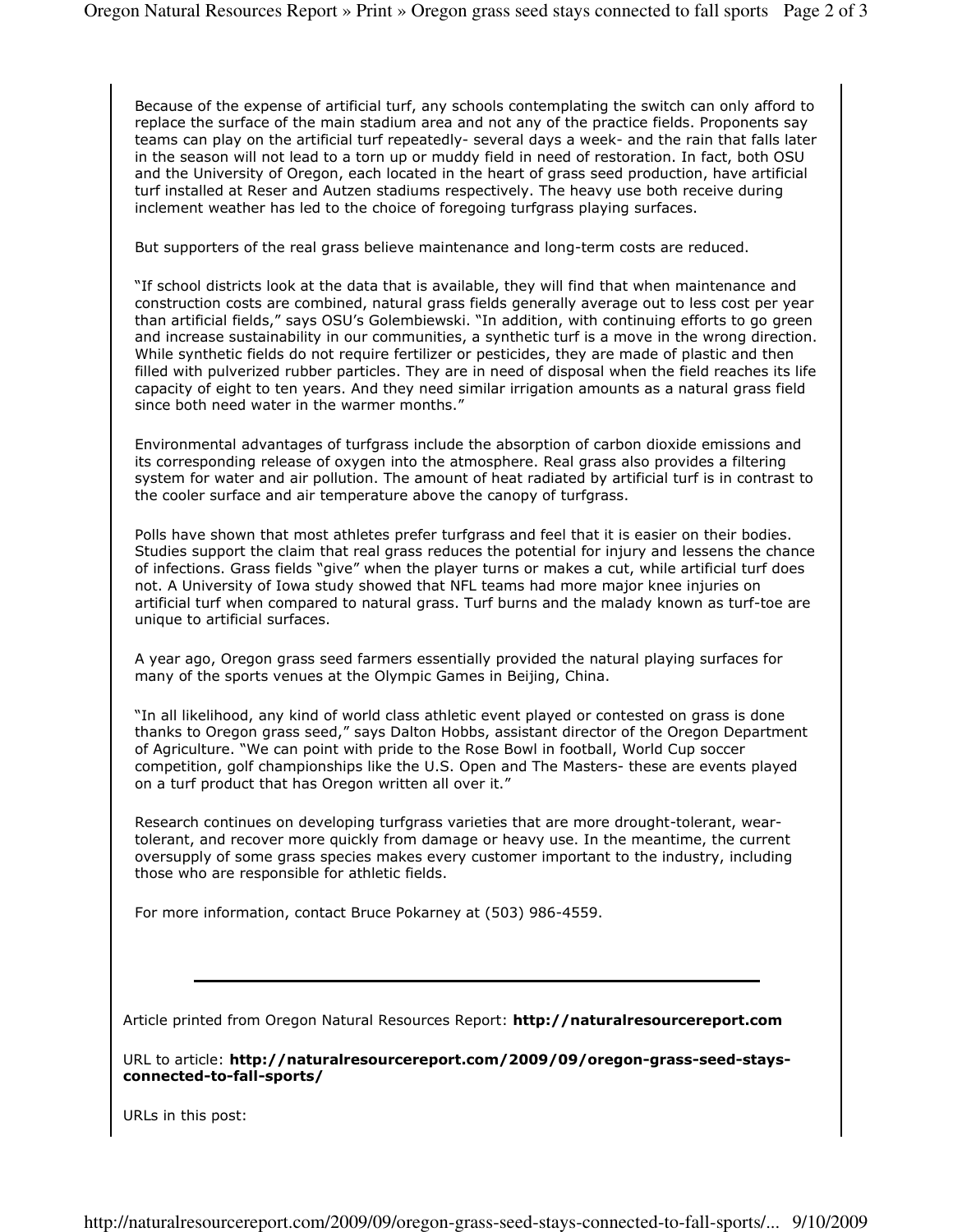Because of the expense of artificial turf, any schools contemplating the switch can only afford to replace the surface of the main stadium area and not any of the practice fields. Proponents say teams can play on the artificial turf repeatedly- several days a week- and the rain that falls later in the season will not lead to a torn up or muddy field in need of restoration. In fact, both OSU and the University of Oregon, each located in the heart of grass seed production, have artificial turf installed at Reser and Autzen stadiums respectively. The heavy use both receive during inclement weather has led to the choice of foregoing turfgrass playing surfaces.

But supporters of the real grass believe maintenance and long-term costs are reduced.

"If school districts look at the data that is available, they will find that when maintenance and construction costs are combined, natural grass fields generally average out to less cost per year than artificial fields," says OSU's Golembiewski. "In addition, with continuing efforts to go green and increase sustainability in our communities, a synthetic turf is a move in the wrong direction. While synthetic fields do not require fertilizer or pesticides, they are made of plastic and then filled with pulverized rubber particles. They are in need of disposal when the field reaches its life capacity of eight to ten years. And they need similar irrigation amounts as a natural grass field since both need water in the warmer months."

Environmental advantages of turfgrass include the absorption of carbon dioxide emissions and its corresponding release of oxygen into the atmosphere. Real grass also provides a filtering system for water and air pollution. The amount of heat radiated by artificial turf is in contrast to the cooler surface and air temperature above the canopy of turfgrass.

Polls have shown that most athletes prefer turfgrass and feel that it is easier on their bodies. Studies support the claim that real grass reduces the potential for injury and lessens the chance of infections. Grass fields "give" when the player turns or makes a cut, while artificial turf does not. A University of Iowa study showed that NFL teams had more major knee injuries on artificial turf when compared to natural grass. Turf burns and the malady known as turf-toe are unique to artificial surfaces.

A year ago, Oregon grass seed farmers essentially provided the natural playing surfaces for many of the sports venues at the Olympic Games in Beijing, China.

"In all likelihood, any kind of world class athletic event played or contested on grass is done thanks to Oregon grass seed," says Dalton Hobbs, assistant director of the Oregon Department of Agriculture. "We can point with pride to the Rose Bowl in football, World Cup soccer competition, golf championships like the U.S. Open and The Masters- these are events played on a turf product that has Oregon written all over it."

Research continues on developing turfgrass varieties that are more drought-tolerant, wear-tolerant, and recover more quickly from damage or heavy use. In the meantime, the current oversupply of some grass species makes every customer important to the industry, including those who are responsible for athletic fields.

For more information, contact Bruce Pokarney at (503) 986-4559.

---

Article printed from Oregon Natural Resources Report: **http://naturalresourcereport.com**

URL to article: **http://naturalresourcereport.com/2009/09/oregon-grass-seed-stays-connected-to-fall-sports/**

URLs in this post: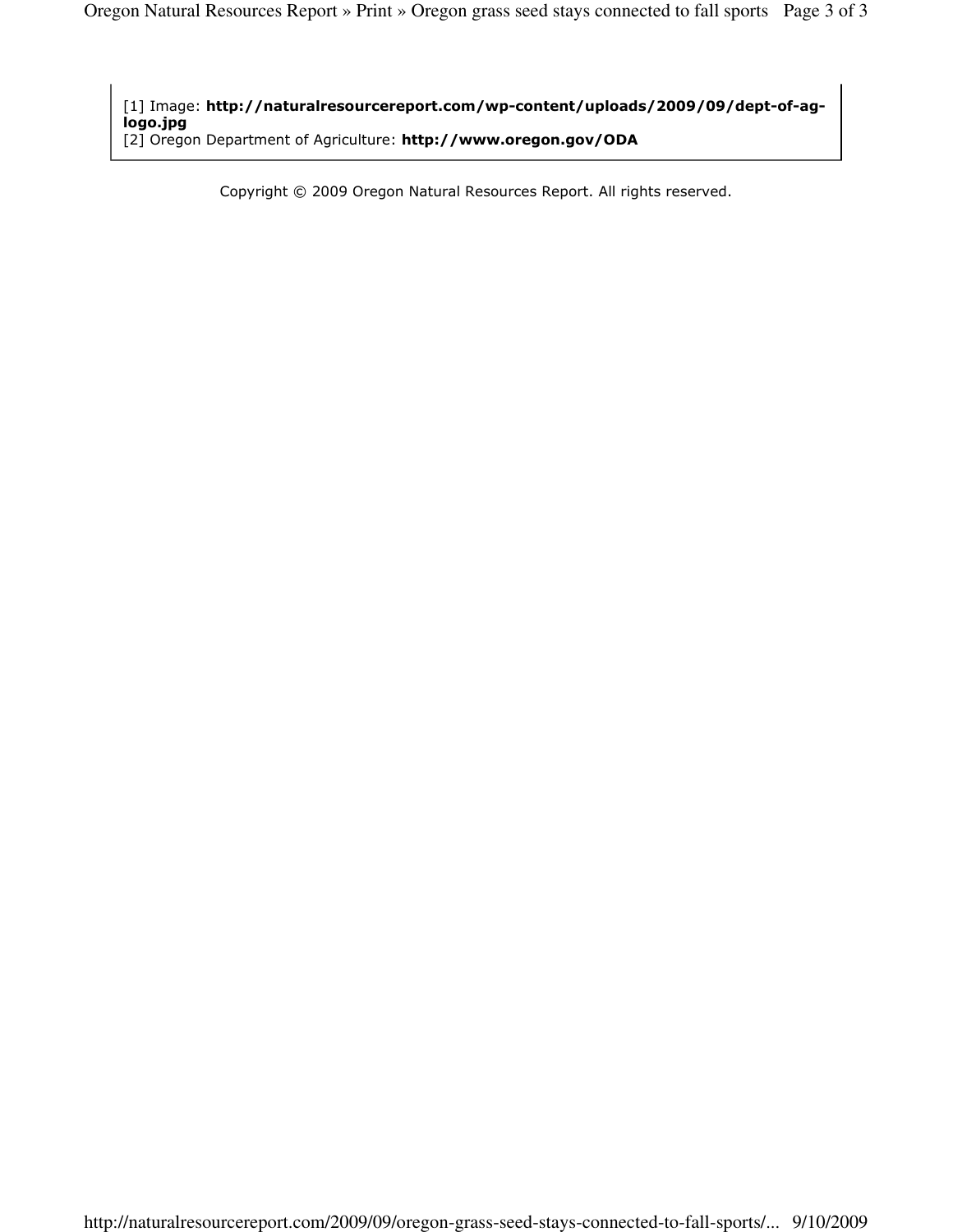[1] Image: **http://naturalresourcereport.com/wp-content/uploads/2009/09/dept-of-ag-logo.jpg**
[2] Oregon Department of Agriculture: **http://www.oregon.gov/ODA**

Copyright © 2009 Oregon Natural Resources Report. All rights reserved.